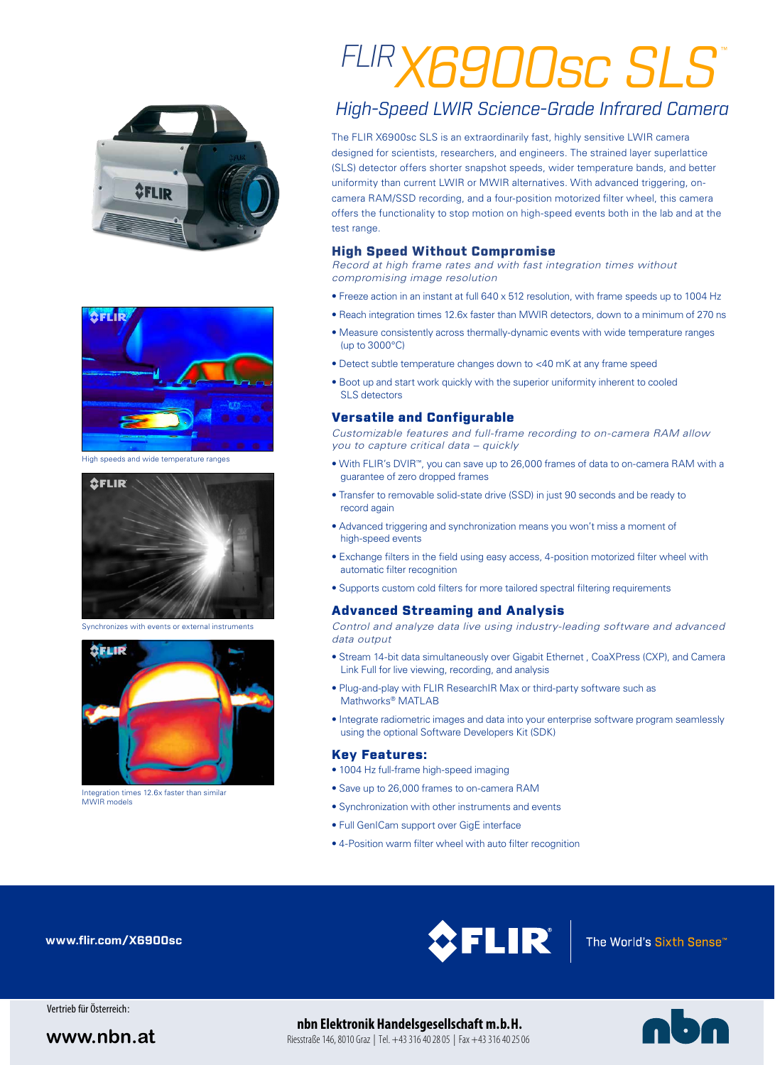# FLIR X6900sc SLS™

## High-Speed LWIR Science-Grade Infrared Camera

The FLIR X6900sc SLS is an extraordinarily fast, highly sensitive LWIR camera designed for scientists, researchers, and engineers. The strained layer superlattice (SLS) detector offers shorter snapshot speeds, wider temperature bands, and better uniformity than current LWIR or MWIR alternatives. With advanced triggering, on-camera RAM/SSD recording, and a four-position motorized filter wheel, this camera offers the functionality to stop motion on high-speed events both in the lab and at the test range.

### High Speed Without Compromise

*Record at high frame rates and with fast integration times without compromising image resolution*

- Freeze action in an instant at full 640 x 512 resolution, with frame speeds up to 1004 Hz
- Reach integration times 12.6x faster than MWIR detectors, down to a minimum of 270 ns
- Measure consistently across thermally-dynamic events with wide temperature ranges (up to 3000°C)
- Detect subtle temperature changes down to <40 mK at any frame speed
- Boot up and start work quickly with the superior uniformity inherent to cooled SLS detectors

### Versatile and Configurable

*Customizable features and full-frame recording to on-camera RAM allow you to capture critical data – quickly*

- With FLIR's DVIR™, you can save up to 26,000 frames of data to on-camera RAM with a guarantee of zero dropped frames
- Transfer to removable solid-state drive (SSD) in just 90 seconds and be ready to record again
- Advanced triggering and synchronization means you won't miss a moment of high-speed events
- Exchange filters in the field using easy access, 4-position motorized filter wheel with automatic filter recognition
- Supports custom cold filters for more tailored spectral filtering requirements

### Advanced Streaming and Analysis

*Control and analyze data live using industry-leading software and advanced data output*

- Stream 14-bit data simultaneously over Gigabit Ethernet , CoaXPress (CXP), and Camera Link Full for live viewing, recording, and analysis
- Plug-and-play with FLIR ResearchIR Max or third-party software such as Mathworks® MATLAB
- Integrate radiometric images and data into your enterprise software program seamlessly using the optional Software Developers Kit (SDK)

### Key Features:

- 1004 Hz full-frame high-speed imaging
- Save up to 26,000 frames to on-camera RAM
- Synchronization with other instruments and events
- Full GenICam support over GigE interface
- 4-Position warm filter wheel with auto filter recognition

High speeds and wide temperature ranges

Synchronizes with events or external instruments

Integration times 12.6x faster than similar MWIR models

www.flir.com/X6900sc

FLIR — The World's Sixth Sense™

Vertrieb für Österreich:

www.nbn.at

**nbn Elektronik Handelsgesellschaft m.b.H.**
Riesstraße 146, 8010 Graz | Tel. +43 316 40 28 05 | Fax +43 316 40 25 06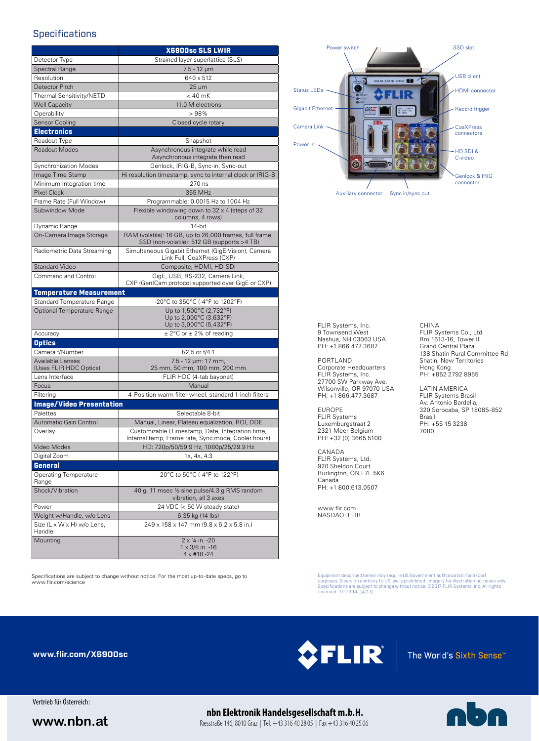## Specifications

| | X6900sc SLS LWIR |
|---|---|
| Detector Type | Strained layer superlattice (SLS) |
| Spectral Range | 7.5 - 12 µm |
| Resolution | 640 x 512 |
| Detector Pitch | 25 µm |
| Thermal Sensitivity/NETD | < 40 mK |
| Well Capacity | 11.0 M electrons |
| Operability | > 98% |
| Sensor Cooling | Closed cycle rotary |
| **Electronics** | |
| Readout Type | Snapshot |
| Readout Modes | Asynchronous integrate while read<br>Asynchronous integrate then read |
| Synchronization Modes | Genlock, IRIG-B, Sync-in, Sync-out |
| Image Time Stamp | Hi resolution timestamp, sync to internal clock or IRIG-B |
| Minimum Integration time | 270 ns |
| Pixel Clock | 355 MHz |
| Frame Rate (Full Window) | Programmable; 0.0015 Hz to 1004 Hz |
| Subwindow Mode | Flexible windowing down to 32 x 4 (steps of 32 columns, 4 rows) |
| Dynamic Range | 14-bit |
| On-Camera Image Storage | RAM (volatile): 16 GB, up to 26,000 frames, full frame, SSD (non-volatile): 512 GB (supports >4 TB) |
| Radiometric Data Streaming | Simultaneous Gigabit Ethernet (GigE Vision), Camera Link Full, CoaXPress (CXP) |
| Standard Video | Composite, HDMI, HD-SDI |
| Command and Control | GigE, USB, RS-232, Camera Link,<br>CXP (GenICam protocol supported over GigE or CXP) |
| **Temperature Measurement** | |
| Standard Temperature Range | -20°C to 350°C (-4°F to 1202°F) |
| Optional Temperature Range | Up to 1,500°C (2,732°F)<br>Up to 2,000°C (3,632°F)<br>Up to 3,000°C (5,432°F) |
| Accuracy | ± 2°C or ± 2% of reading |
| **Optics** | |
| Camera f/Number | f/2.5 or f/4.1 |
| Available Lenses (Uses FLIR HDC Optics) | 7.5 - 12 µm: 17 mm,<br>25 mm, 50 mm, 100 mm, 200 mm |
| Lens Interface | FLIR HDC (4-tab bayonet) |
| Focus | Manual |
| Filtering | 4-Position warm filter wheel, standard 1-inch filters |
| **Image/Video Presentation** | |
| Palettes | Selectable 8-bit |
| Automatic Gain Control | Manual, Linear, Plateau equalization, ROI, DDE |
| Overlay | Customizable (Timestamp, Date, Integration time, Internal temp, Frame rate, Sync mode, Cooler hours) |
| Video Modes | HD: 720p/50/59.9 Hz, 1080p/25/29.9 Hz |
| Digital Zoom | 1x, 4x, 4:3 |
| **General** | |
| Operating Temperature Range | -20°C to 50°C (-4°F to 122°F) |
| Shock/Vibration | 40 g, 11 msec ½ sine pulse/4.3 g RMS random vibration, all 3 axes |
| Power | 24 VDC (< 50 W steady state) |
| Weight w/Handle, w/o Lens | 6.35 kg (14 lbs) |
| Size (L x W x H) w/o Lens, Handle | 249 x 158 x 147 mm (9.8 x 6.2 x 5.8 in.) |
| Mounting | 2 x ¼ in. -20<br>1 x 3/8 in. -16<br>4 x #10 -24 |

Specifications are subject to change without notice. For the most up-to-date specs, go to www.flir.com/science

Power switch
SSD slot
USB client
Status LEDs
HDMI connector
Gigabit Ethernet
Record trigger
Camera Link
CoaXPress connectors
Power in
HD SDI & C-video
Genlock & IRIG connector
Auxiliary connector
Sync in/sync out

FLIR Systems, Inc.
9 Townsend West
Nashua, NH 03063 USA
PH: +1 866.477.3687

PORTLAND
Corporate Headquarters
FLIR Systems, Inc.
27700 SW Parkway Ave.
Wilsonville, OR 97070 USA
PH: +1 866.477.3687

EUROPE
FLIR Systems
Luxemburgstraat 2
2321 Meer Belgium
PH: +32 (0) 3665 5100

CANADA
FLIR Systems, Ltd.
920 Sheldon Court
Burlington, ON L7L 5K6
Canada
PH: +1 800.613.0507

www.flir.com
NASDAQ: FLIR

CHINA
FLIR Systems Co., Ltd
Rm 1613-16, Tower II
Grand Central Plaza
138 Shatin Rural Committee Rd
Shatin, New Territories
Hong Kong
PH: +852 2792 8955

LATIN AMERICA
FLIR Systems Brasil
Av. Antonio Bardella,
320 Sorocaba, SP 18085-852
Brasil
PH: +55 15 3238
7080

Equipment described herein may require US Government authorization for export purposes. Diversion contrary to US law is prohibited. Imagery for illustration purposes only. Specifications are subject to change without notice. ©2017 FLIR Systems, Inc. All rights reserved.. 17-0994 (4/17)

**www.flir.com/X6900sc**

FLIR — The World's Sixth Sense™

Vertrieb für Österreich:

**www.nbn.at**

**nbn Elektronik Handelsgesellschaft m.b.H.**
Riesstraße 146, 8010 Graz | Tel. +43 316 40 28 05 | Fax +43 316 40 25 06